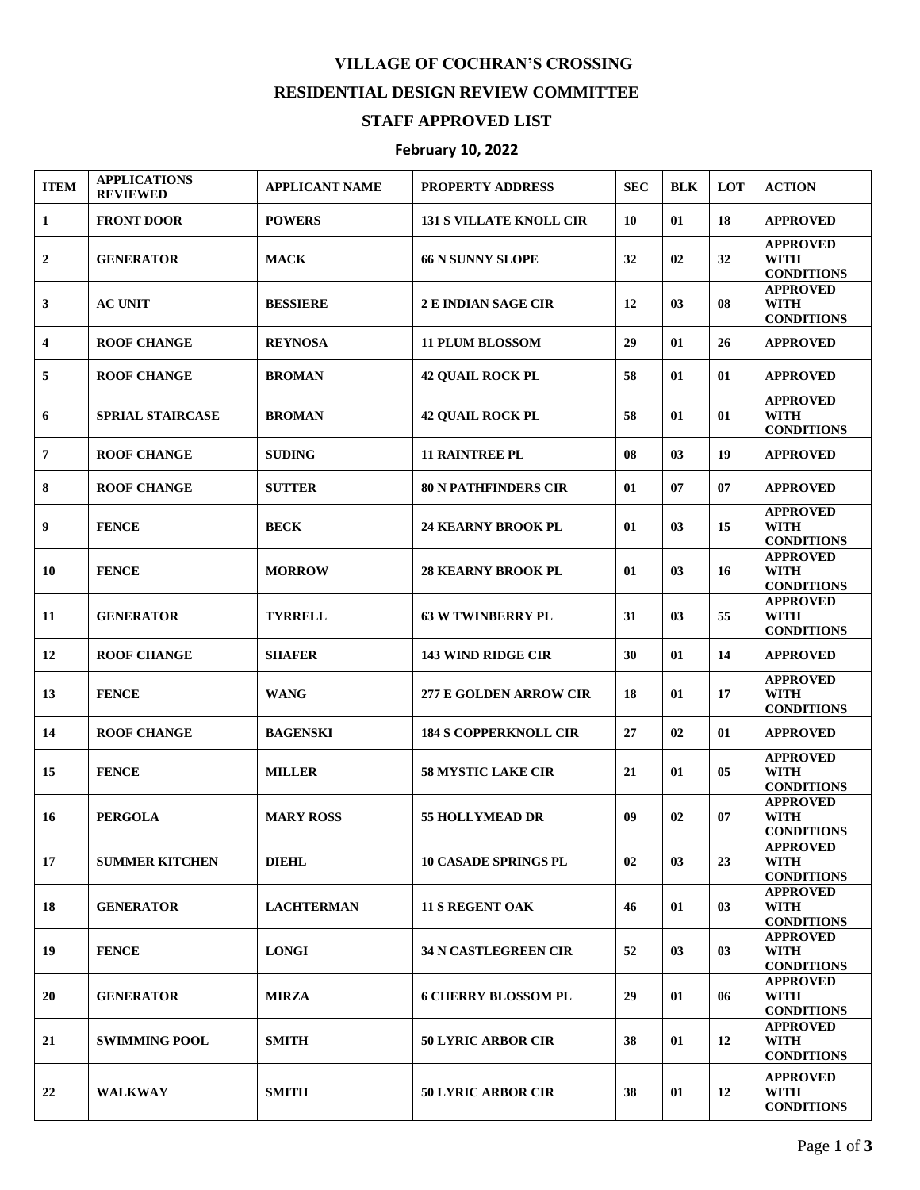# VILLAGE OF COCHRAN'S CROSSING

## RESIDENTIAL DESIGN REVIEW COMMITTEE

## STAFF APPROVED LIST

### February 10, 2022

| ITEM | APPLICATIONS REVIEWED | APPLICANT NAME | PROPERTY ADDRESS | SEC | BLK | LOT | ACTION |
|---|---|---|---|---|---|---|---|
| 1 | FRONT DOOR | POWERS | 131 S VILLATE KNOLL CIR | 10 | 01 | 18 | APPROVED |
| 2 | GENERATOR | MACK | 66 N SUNNY SLOPE | 32 | 02 | 32 | APPROVED WITH CONDITIONS |
| 3 | AC UNIT | BESSIERE | 2 E INDIAN SAGE CIR | 12 | 03 | 08 | APPROVED WITH CONDITIONS |
| 4 | ROOF CHANGE | REYNOSA | 11 PLUM BLOSSOM | 29 | 01 | 26 | APPROVED |
| 5 | ROOF CHANGE | BROMAN | 42 QUAIL ROCK PL | 58 | 01 | 01 | APPROVED |
| 6 | SPRIAL STAIRCASE | BROMAN | 42 QUAIL ROCK PL | 58 | 01 | 01 | APPROVED WITH CONDITIONS |
| 7 | ROOF CHANGE | SUDING | 11 RAINTREE PL | 08 | 03 | 19 | APPROVED |
| 8 | ROOF CHANGE | SUTTER | 80 N PATHFINDERS CIR | 01 | 07 | 07 | APPROVED |
| 9 | FENCE | BECK | 24 KEARNY BROOK PL | 01 | 03 | 15 | APPROVED WITH CONDITIONS |
| 10 | FENCE | MORROW | 28 KEARNY BROOK PL | 01 | 03 | 16 | APPROVED WITH CONDITIONS |
| 11 | GENERATOR | TYRRELL | 63 W TWINBERRY PL | 31 | 03 | 55 | APPROVED WITH CONDITIONS |
| 12 | ROOF CHANGE | SHAFER | 143 WIND RIDGE CIR | 30 | 01 | 14 | APPROVED |
| 13 | FENCE | WANG | 277 E GOLDEN ARROW CIR | 18 | 01 | 17 | APPROVED WITH CONDITIONS |
| 14 | ROOF CHANGE | BAGENSKI | 184 S COPPERKNOLL CIR | 27 | 02 | 01 | APPROVED |
| 15 | FENCE | MILLER | 58 MYSTIC LAKE CIR | 21 | 01 | 05 | APPROVED WITH CONDITIONS |
| 16 | PERGOLA | MARY ROSS | 55 HOLLYMEAD DR | 09 | 02 | 07 | APPROVED WITH CONDITIONS |
| 17 | SUMMER KITCHEN | DIEHL | 10 CASADE SPRINGS PL | 02 | 03 | 23 | APPROVED WITH CONDITIONS |
| 18 | GENERATOR | LACHTERMAN | 11 S REGENT OAK | 46 | 01 | 03 | APPROVED WITH CONDITIONS |
| 19 | FENCE | LONGI | 34 N CASTLEGREEN CIR | 52 | 03 | 03 | APPROVED WITH CONDITIONS |
| 20 | GENERATOR | MIRZA | 6 CHERRY BLOSSOM PL | 29 | 01 | 06 | APPROVED WITH CONDITIONS |
| 21 | SWIMMING POOL | SMITH | 50 LYRIC ARBOR CIR | 38 | 01 | 12 | APPROVED WITH CONDITIONS |
| 22 | WALKWAY | SMITH | 50 LYRIC ARBOR CIR | 38 | 01 | 12 | APPROVED WITH CONDITIONS |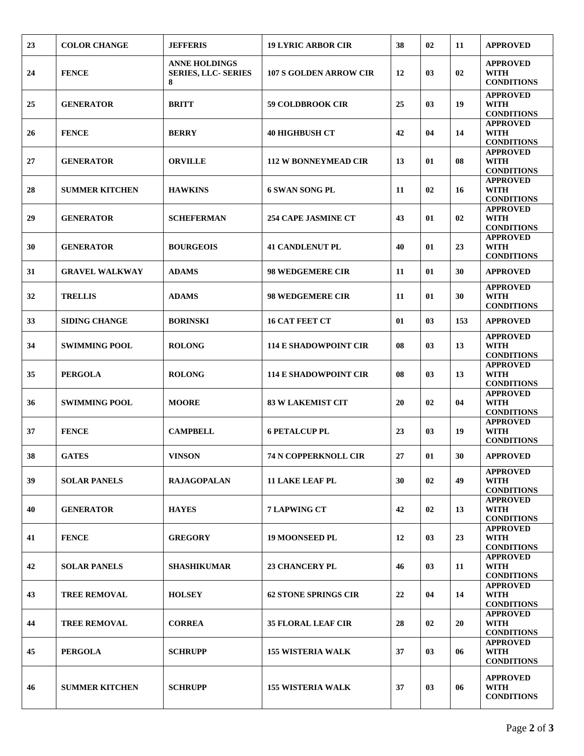| 23 | COLOR CHANGE | JEFFERIS | 19 LYRIC ARBOR CIR | 38 | 02 | 11 | APPROVED |
|---|---|---|---|---|---|---|---|
| 24 | FENCE | ANNE HOLDINGS SERIES, LLC- SERIES 8 | 107 S GOLDEN ARROW CIR | 12 | 03 | 02 | APPROVED WITH CONDITIONS |
| 25 | GENERATOR | BRITT | 59 COLDBROOK CIR | 25 | 03 | 19 | APPROVED WITH CONDITIONS |
| 26 | FENCE | BERRY | 40 HIGHBUSH CT | 42 | 04 | 14 | APPROVED WITH CONDITIONS |
| 27 | GENERATOR | ORVILLE | 112 W BONNEYMEAD CIR | 13 | 01 | 08 | APPROVED WITH CONDITIONS |
| 28 | SUMMER KITCHEN | HAWKINS | 6 SWAN SONG PL | 11 | 02 | 16 | APPROVED WITH CONDITIONS |
| 29 | GENERATOR | SCHEFERMAN | 254 CAPE JASMINE CT | 43 | 01 | 02 | APPROVED WITH CONDITIONS |
| 30 | GENERATOR | BOURGEOIS | 41 CANDLENUT PL | 40 | 01 | 23 | APPROVED WITH CONDITIONS |
| 31 | GRAVEL WALKWAY | ADAMS | 98 WEDGEMERE CIR | 11 | 01 | 30 | APPROVED |
| 32 | TRELLIS | ADAMS | 98 WEDGEMERE CIR | 11 | 01 | 30 | APPROVED WITH CONDITIONS |
| 33 | SIDING CHANGE | BORINSKI | 16 CAT FEET CT | 01 | 03 | 153 | APPROVED |
| 34 | SWIMMING POOL | ROLONG | 114 E SHADOWPOINT CIR | 08 | 03 | 13 | APPROVED WITH CONDITIONS |
| 35 | PERGOLA | ROLONG | 114 E SHADOWPOINT CIR | 08 | 03 | 13 | APPROVED WITH CONDITIONS |
| 36 | SWIMMING POOL | MOORE | 83 W LAKEMIST CIT | 20 | 02 | 04 | APPROVED WITH CONDITIONS |
| 37 | FENCE | CAMPBELL | 6 PETALCUP PL | 23 | 03 | 19 | APPROVED WITH CONDITIONS |
| 38 | GATES | VINSON | 74 N COPPERKNOLL CIR | 27 | 01 | 30 | APPROVED |
| 39 | SOLAR PANELS | RAJAGOPALAN | 11 LAKE LEAF PL | 30 | 02 | 49 | APPROVED WITH CONDITIONS |
| 40 | GENERATOR | HAYES | 7 LAPWING CT | 42 | 02 | 13 | APPROVED WITH CONDITIONS |
| 41 | FENCE | GREGORY | 19 MOONSEED PL | 12 | 03 | 23 | APPROVED WITH CONDITIONS |
| 42 | SOLAR PANELS | SHASHIKUMAR | 23 CHANCERY PL | 46 | 03 | 11 | APPROVED WITH CONDITIONS |
| 43 | TREE REMOVAL | HOLSEY | 62 STONE SPRINGS CIR | 22 | 04 | 14 | APPROVED WITH CONDITIONS |
| 44 | TREE REMOVAL | CORREA | 35 FLORAL LEAF CIR | 28 | 02 | 20 | APPROVED WITH CONDITIONS |
| 45 | PERGOLA | SCHRUPP | 155 WISTERIA WALK | 37 | 03 | 06 | APPROVED WITH CONDITIONS |
| 46 | SUMMER KITCHEN | SCHRUPP | 155 WISTERIA WALK | 37 | 03 | 06 | APPROVED WITH CONDITIONS |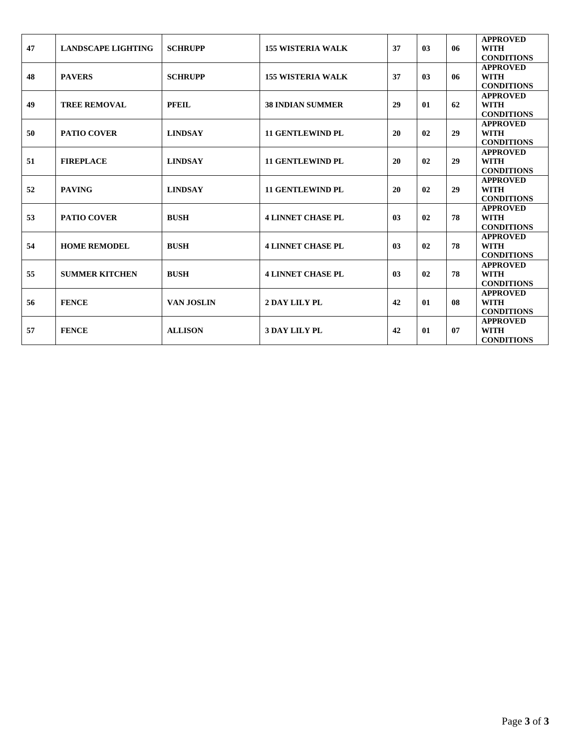| | | | | | | | |
|---|---|---|---|---|---|---|---|
| 47 | LANDSCAPE LIGHTING | SCHRUPP | 155 WISTERIA WALK | 37 | 03 | 06 | APPROVED WITH CONDITIONS |
| 48 | PAVERS | SCHRUPP | 155 WISTERIA WALK | 37 | 03 | 06 | APPROVED WITH CONDITIONS |
| 49 | TREE REMOVAL | PFEIL | 38 INDIAN SUMMER | 29 | 01 | 62 | APPROVED WITH CONDITIONS |
| 50 | PATIO COVER | LINDSAY | 11 GENTLEWIND PL | 20 | 02 | 29 | APPROVED WITH CONDITIONS |
| 51 | FIREPLACE | LINDSAY | 11 GENTLEWIND PL | 20 | 02 | 29 | APPROVED WITH CONDITIONS |
| 52 | PAVING | LINDSAY | 11 GENTLEWIND PL | 20 | 02 | 29 | APPROVED WITH CONDITIONS |
| 53 | PATIO COVER | BUSH | 4 LINNET CHASE PL | 03 | 02 | 78 | APPROVED WITH CONDITIONS |
| 54 | HOME REMODEL | BUSH | 4 LINNET CHASE PL | 03 | 02 | 78 | APPROVED WITH CONDITIONS |
| 55 | SUMMER KITCHEN | BUSH | 4 LINNET CHASE PL | 03 | 02 | 78 | APPROVED WITH CONDITIONS |
| 56 | FENCE | VAN JOSLIN | 2 DAY LILY PL | 42 | 01 | 08 | APPROVED WITH CONDITIONS |
| 57 | FENCE | ALLISON | 3 DAY LILY PL | 42 | 01 | 07 | APPROVED WITH CONDITIONS |